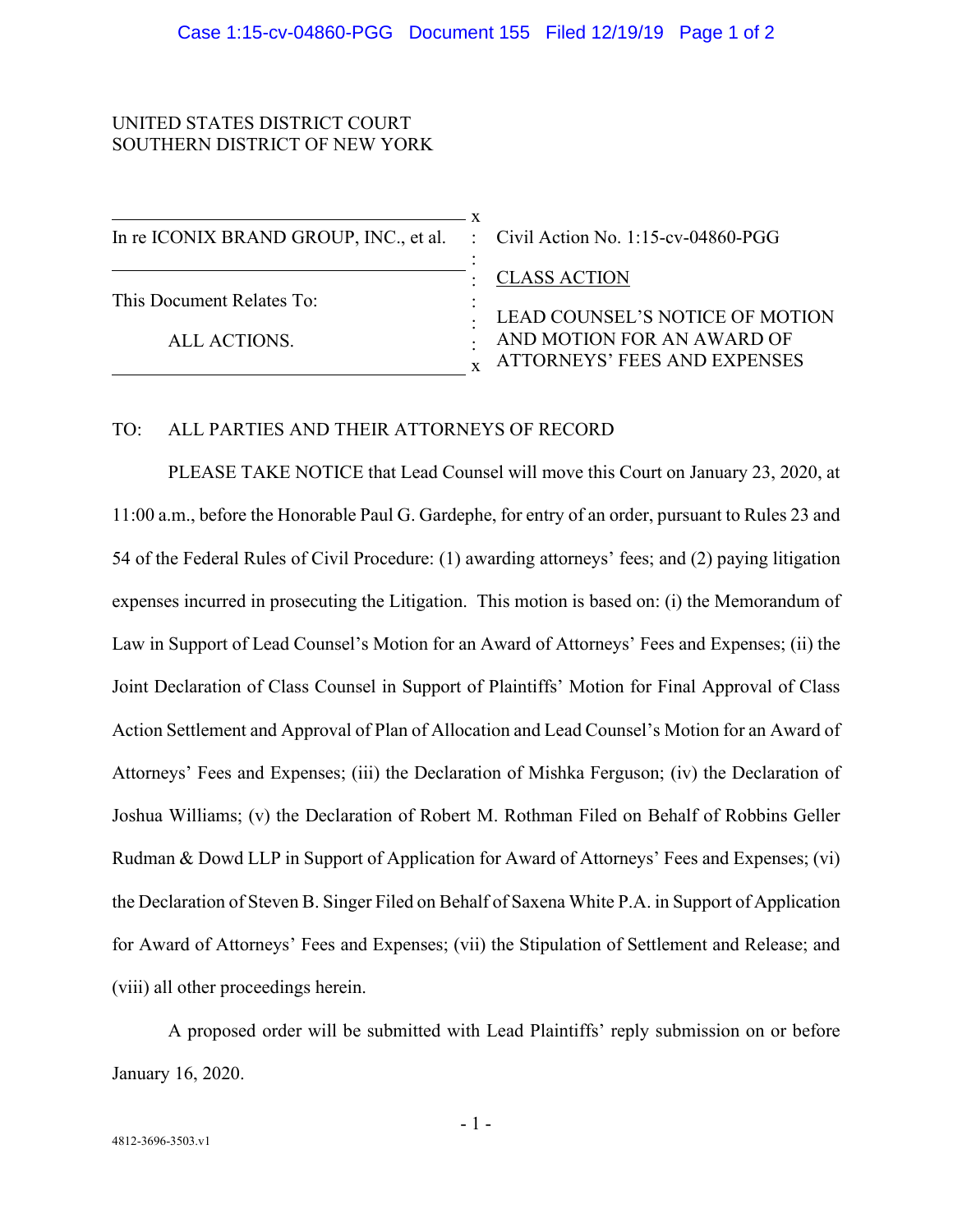UNITED STATES DISTRICT COURT
SOUTHERN DISTRICT OF NEW YORK

| | |
|---|---|
| In re ICONIX BRAND GROUP, INC., et al. | Civil Action No. 1:15-cv-04860-PGG |
| | CLASS ACTION |
| This Document Relates To:<br><br>ALL ACTIONS. | LEAD COUNSEL'S NOTICE OF MOTION AND MOTION FOR AN AWARD OF ATTORNEYS' FEES AND EXPENSES |

TO: ALL PARTIES AND THEIR ATTORNEYS OF RECORD

PLEASE TAKE NOTICE that Lead Counsel will move this Court on January 23, 2020, at 11:00 a.m., before the Honorable Paul G. Gardephe, for entry of an order, pursuant to Rules 23 and 54 of the Federal Rules of Civil Procedure: (1) awarding attorneys' fees; and (2) paying litigation expenses incurred in prosecuting the Litigation. This motion is based on: (i) the Memorandum of Law in Support of Lead Counsel's Motion for an Award of Attorneys' Fees and Expenses; (ii) the Joint Declaration of Class Counsel in Support of Plaintiffs' Motion for Final Approval of Class Action Settlement and Approval of Plan of Allocation and Lead Counsel's Motion for an Award of Attorneys' Fees and Expenses; (iii) the Declaration of Mishka Ferguson; (iv) the Declaration of Joshua Williams; (v) the Declaration of Robert M. Rothman Filed on Behalf of Robbins Geller Rudman & Dowd LLP in Support of Application for Award of Attorneys' Fees and Expenses; (vi) the Declaration of Steven B. Singer Filed on Behalf of Saxena White P.A. in Support of Application for Award of Attorneys' Fees and Expenses; (vii) the Stipulation of Settlement and Release; and (viii) all other proceedings herein.

A proposed order will be submitted with Lead Plaintiffs' reply submission on or before January 16, 2020.

4812-3696-3503.v1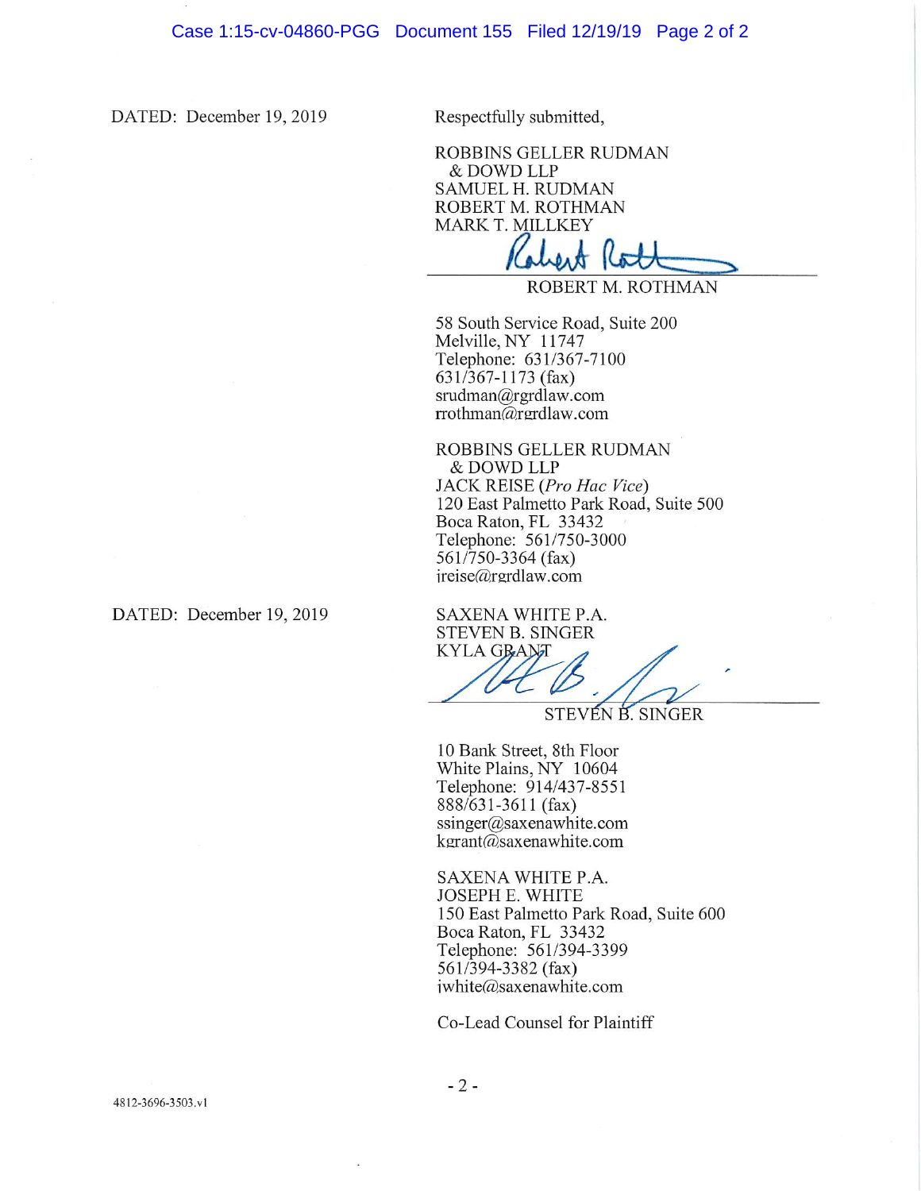DATED: December 19, 2019

Respectfully submitted,

ROBBINS GELLER RUDMAN
& DOWD LLP
SAMUEL H. RUDMAN
ROBERT M. ROTHMAN
MARK T. MILLKEY

ROBERT M. ROTHMAN

58 South Service Road, Suite 200
Melville, NY 11747
Telephone: 631/367-7100
631/367-1173 (fax)
srudman@rgrdlaw.com
rrothman@rgrdlaw.com

ROBBINS GELLER RUDMAN
& DOWD LLP
JACK REISE (*Pro Hac Vice*)
120 East Palmetto Park Road, Suite 500
Boca Raton, FL 33432
Telephone: 561/750-3000
561/750-3364 (fax)
jreise@rgrdlaw.com

DATED: December 19, 2019

SAXENA WHITE P.A.
STEVEN B. SINGER
KYLA GRANT

STEVEN B. SINGER

10 Bank Street, 8th Floor
White Plains, NY 10604
Telephone: 914/437-8551
888/631-3611 (fax)
ssinger@saxenawhite.com
kgrant@saxenawhite.com

SAXENA WHITE P.A.
JOSEPH E. WHITE
150 East Palmetto Park Road, Suite 600
Boca Raton, FL 33432
Telephone: 561/394-3399
561/394-3382 (fax)
jwhite@saxenawhite.com

Co-Lead Counsel for Plaintiff

4812-3696-3503.v1